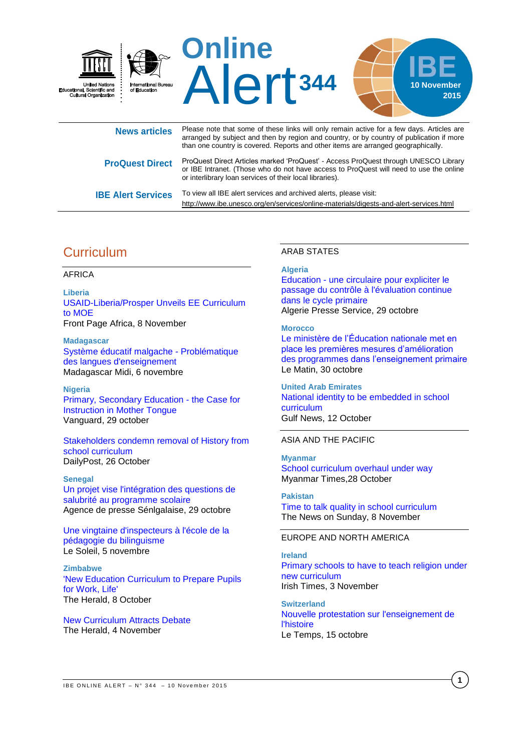United Nations Educational, Scientific and Cultural Organization

International Bureau of Education

# Online Alert 344

IBE 10 November 2015

**News articles** Please note that some of these links will only remain active for a few days. Articles are arranged by subject and then by region and country, or by country of publication if more than one country is covered. Reports and other items are arranged geographically.

**ProQuest Direct** ProQuest Direct Articles marked 'ProQuest' - Access ProQuest through UNESCO Library or IBE Intranet. (Those who do not have access to ProQuest will need to use the online or interlibrary loan services of their local libraries).

**IBE Alert Services** To view all IBE alert services and archived alerts, please visit: http://www.ibe.unesco.org/en/services/online-materials/digests-and-alert-services.html

## Curriculum

### AFRICA

**Liberia**

USAID-Liberia/Prosper Unveils EE Curriculum to MOE
Front Page Africa, 8 November

**Madagascar**

Système éducatif malgache - Problématique des langues d'enseignement
Madagascar Midi, 6 novembre

**Nigeria**

Primary, Secondary Education - the Case for Instruction in Mother Tongue
Vanguard, 29 october

Stakeholders condemn removal of History from school curriculum
DailyPost, 26 October

**Senegal**

Un projet vise l'intégration des questions de salubrité au programme scolaire
Agence de presse Sénlgalaise, 29 octobre

Une vingtaine d'inspecteurs à l'école de la pédagogie du bilinguisme
Le Soleil, 5 novembre

**Zimbabwe**

'New Education Curriculum to Prepare Pupils for Work, Life'
The Herald, 8 October

New Curriculum Attracts Debate
The Herald, 4 November

### ARAB STATES

**Algeria**

Education - une circulaire pour expliciter le passage du contrôle à l'évaluation continue dans le cycle primaire
Algerie Presse Service, 29 octobre

**Morocco**

Le ministère de l'Éducation nationale met en place les premières mesures d'amélioration des programmes dans l'enseignement primaire
Le Matin, 30 octobre

**United Arab Emirates**

National identity to be embedded in school curriculum
Gulf News, 12 October

### ASIA AND THE PACIFIC

**Myanmar**

School curriculum overhaul under way
Myanmar Times,28 October

**Pakistan**

Time to talk quality in school curriculum
The News on Sunday, 8 November

### EUROPE AND NORTH AMERICA

**Ireland**

Primary schools to have to teach religion under new curriculum
Irish Times, 3 November

**Switzerland**

Nouvelle protestation sur l'enseignement de l'histoire
Le Temps, 15 octobre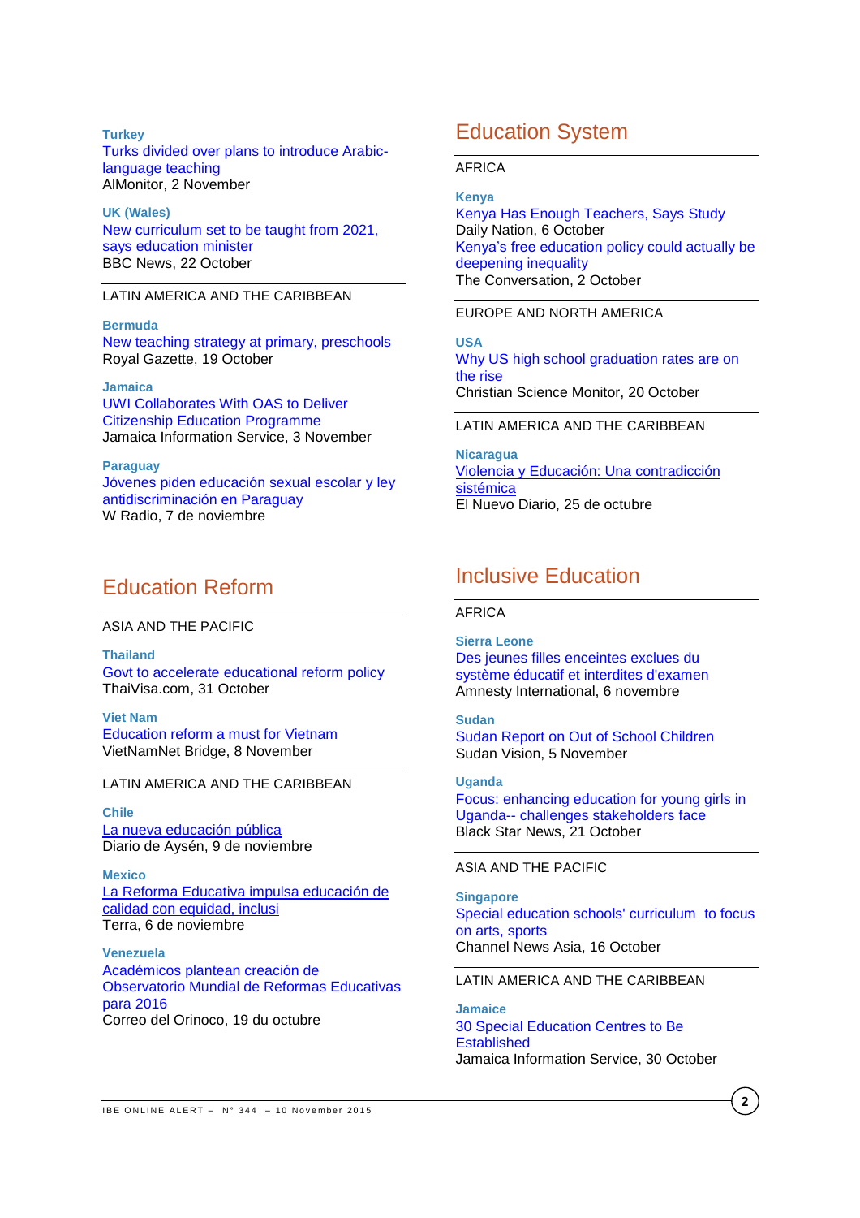**Turkey**
Turks divided over plans to introduce Arabic-language teaching
AlMonitor, 2 November

**UK (Wales)**
New curriculum set to be taught from 2021, says education minister
BBC News, 22 October

LATIN AMERICA AND THE CARIBBEAN

**Bermuda**
New teaching strategy at primary, preschools
Royal Gazette, 19 October

**Jamaica**
UWI Collaborates With OAS to Deliver Citizenship Education Programme
Jamaica Information Service, 3 November

**Paraguay**
Jóvenes piden educación sexual escolar y ley antidiscriminación en Paraguay
W Radio, 7 de noviembre

## Education Reform

ASIA AND THE PACIFIC

**Thailand**
Govt to accelerate educational reform policy
ThaiVisa.com, 31 October

**Viet Nam**
Education reform a must for Vietnam
VietNamNet Bridge, 8 November

LATIN AMERICA AND THE CARIBBEAN

**Chile**
La nueva educación pública
Diario de Aysén, 9 de noviembre

**Mexico**
La Reforma Educativa impulsa educación de calidad con equidad, inclusi
Terra, 6 de noviembre

**Venezuela**
Académicos plantean creación de Observatorio Mundial de Reformas Educativas para 2016
Correo del Orinoco, 19 du octubre

## Education System

AFRICA

**Kenya**
Kenya Has Enough Teachers, Says Study
Daily Nation, 6 October
Kenya's free education policy could actually be deepening inequality
The Conversation, 2 October

EUROPE AND NORTH AMERICA

**USA**
Why US high school graduation rates are on the rise
Christian Science Monitor, 20 October

LATIN AMERICA AND THE CARIBBEAN

**Nicaragua**
Violencia y Educación: Una contradicción sistémica
El Nuevo Diario, 25 de octubre

## Inclusive Education

AFRICA

**Sierra Leone**
Des jeunes filles enceintes exclues du système éducatif et interdites d'examen
Amnesty International, 6 novembre

**Sudan**
Sudan Report on Out of School Children
Sudan Vision, 5 November

**Uganda**
Focus: enhancing education for young girls in Uganda-- challenges stakeholders face
Black Star News, 21 October

ASIA AND THE PACIFIC

**Singapore**
Special education schools' curriculum to focus on arts, sports
Channel News Asia, 16 October

LATIN AMERICA AND THE CARIBBEAN

**Jamaice**
30 Special Education Centres to Be Established
Jamaica Information Service, 30 October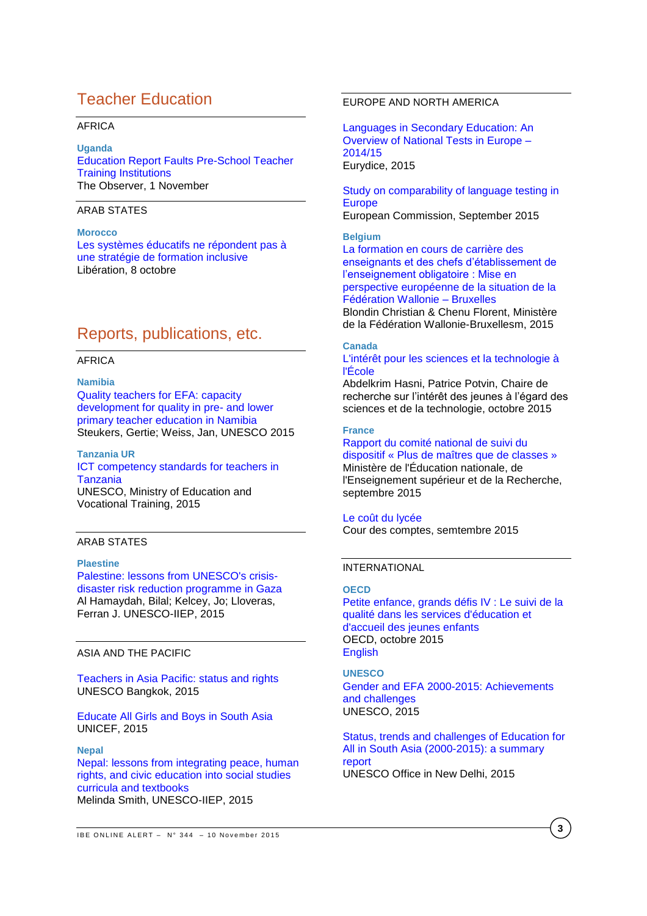# Teacher Education

AFRICA

**Uganda**
Education Report Faults Pre-School Teacher Training Institutions
The Observer, 1 November

ARAB STATES

**Morocco**
Les systèmes éducatifs ne répondent pas à une stratégie de formation inclusive
Libération, 8 octobre

# Reports, publications, etc.

AFRICA

**Namibia**
Quality teachers for EFA: capacity development for quality in pre- and lower primary teacher education in Namibia
Steukers, Gertie; Weiss, Jan, UNESCO 2015

**Tanzania UR**
ICT competency standards for teachers in Tanzania
UNESCO, Ministry of Education and Vocational Training, 2015

ARAB STATES

**Plaestine**
Palestine: lessons from UNESCO's crisis-disaster risk reduction programme in Gaza
Al Hamaydah, Bilal; Kelcey, Jo; Lloveras, Ferran J. UNESCO-IIEP, 2015

ASIA AND THE PACIFIC

Teachers in Asia Pacific: status and rights
UNESCO Bangkok, 2015

Educate All Girls and Boys in South Asia
UNICEF, 2015

**Nepal**
Nepal: lessons from integrating peace, human rights, and civic education into social studies curricula and textbooks
Melinda Smith, UNESCO-IIEP, 2015

EUROPE AND NORTH AMERICA

Languages in Secondary Education: An Overview of National Tests in Europe – 2014/15
Eurydice, 2015

Study on comparability of language testing in Europe
European Commission, September 2015

**Belgium**
La formation en cours de carrière des enseignants et des chefs d'établissement de l'enseignement obligatoire : Mise en perspective européenne de la situation de la Fédération Wallonie – Bruxelles
Blondin Christian & Chenu Florent, Ministère de la Fédération Wallonie-Bruxellesm, 2015

**Canada**
L'intérêt pour les sciences et la technologie à l'École
Abdelkrim Hasni, Patrice Potvin, Chaire de recherche sur l'intérêt des jeunes à l'égard des sciences et de la technologie, octobre 2015

**France**
Rapport du comité national de suivi du dispositif « Plus de maîtres que de classes »
Ministère de l'Éducation nationale, de l'Enseignement supérieur et de la Recherche, septembre 2015

Le coût du lycée
Cour des comptes, semtembre 2015

INTERNATIONAL

**OECD**
Petite enfance, grands défis IV : Le suivi de la qualité dans les services d'éducation et d'accueil des jeunes enfants
OECD, octobre 2015
English

**UNESCO**
Gender and EFA 2000-2015: Achievements and challenges
UNESCO, 2015

Status, trends and challenges of Education for All in South Asia (2000-2015): a summary report
UNESCO Office in New Delhi, 2015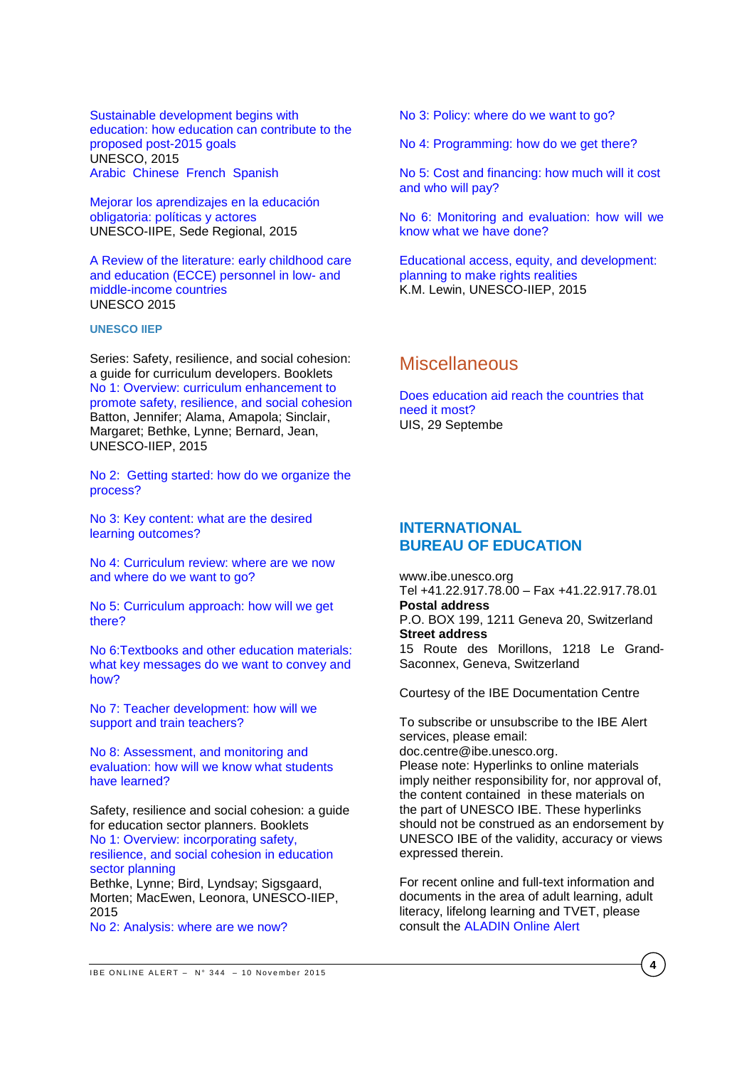Sustainable development begins with education: how education can contribute to the proposed post-2015 goals
UNESCO, 2015
Arabic Chinese French Spanish

Mejorar los aprendizajes en la educación obligatoria: políticas y actores
UNESCO-IIPE, Sede Regional, 2015

A Review of the literature: early childhood care and education (ECCE) personnel in low- and middle-income countries
UNESCO 2015

### UNESCO IIEP

Series: Safety, resilience, and social cohesion: a guide for curriculum developers. Booklets
No 1: Overview: curriculum enhancement to promote safety, resilience, and social cohesion
Batton, Jennifer; Alama, Amapola; Sinclair, Margaret; Bethke, Lynne; Bernard, Jean, UNESCO-IIEP, 2015

No 2: Getting started: how do we organize the process?

No 3: Key content: what are the desired learning outcomes?

No 4: Curriculum review: where are we now and where do we want to go?

No 5: Curriculum approach: how will we get there?

No 6:Textbooks and other education materials: what key messages do we want to convey and how?

No 7: Teacher development: how will we support and train teachers?

No 8: Assessment, and monitoring and evaluation: how will we know what students have learned?

Safety, resilience and social cohesion: a guide for education sector planners. Booklets
No 1: Overview: incorporating safety, resilience, and social cohesion in education sector planning
Bethke, Lynne; Bird, Lyndsay; Sigsgaard, Morten; MacEwen, Leonora, UNESCO-IIEP, 2015
No 2: Analysis: where are we now?

No 3: Policy: where do we want to go?

No 4: Programming: how do we get there?

No 5: Cost and financing: how much will it cost and who will pay?

No 6: Monitoring and evaluation: how will we know what we have done?

Educational access, equity, and development: planning to make rights realities
K.M. Lewin, UNESCO-IIEP, 2015

## Miscellaneous

Does education aid reach the countries that need it most?
UIS, 29 Septembe

## INTERNATIONAL BUREAU OF EDUCATION

www.ibe.unesco.org
Tel +41.22.917.78.00 – Fax +41.22.917.78.01
**Postal address**
P.O. BOX 199, 1211 Geneva 20, Switzerland
**Street address**
15 Route des Morillons, 1218 Le Grand-Saconnex, Geneva, Switzerland

Courtesy of the IBE Documentation Centre

To subscribe or unsubscribe to the IBE Alert services, please email:
doc.centre@ibe.unesco.org.
Please note: Hyperlinks to online materials imply neither responsibility for, nor approval of, the content contained in these materials on the part of UNESCO IBE. These hyperlinks should not be construed as an endorsement by UNESCO IBE of the validity, accuracy or views expressed therein.

For recent online and full-text information and documents in the area of adult learning, adult literacy, lifelong learning and TVET, please consult the ALADIN Online Alert